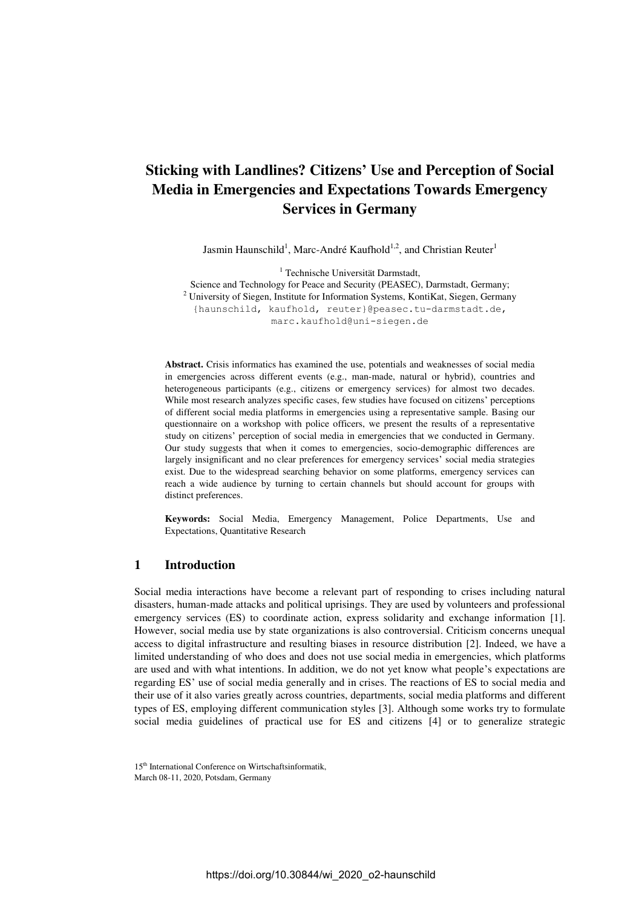# Sticking with Landlines? Citizens' Use and Perception of Social Media in Emergencies and Expectations Towards Emergency Services in Germany

Jasmin Haunschild[1], Marc-André Kaufhold[1,2], and Christian Reuter[1]

[1] Technische Universität Darmstadt,
Science and Technology for Peace and Security (PEASEC), Darmstadt, Germany;
[2] University of Siegen, Institute for Information Systems, KontiKat, Siegen, Germany
{haunschild, kaufhold, reuter}@peasec.tu-darmstadt.de,
marc.kaufhold@uni-siegen.de

**Abstract.** Crisis informatics has examined the use, potentials and weaknesses of social media in emergencies across different events (e.g., man-made, natural or hybrid), countries and heterogeneous participants (e.g., citizens or emergency services) for almost two decades. While most research analyzes specific cases, few studies have focused on citizens' perceptions of different social media platforms in emergencies using a representative sample. Basing our questionnaire on a workshop with police officers, we present the results of a representative study on citizens' perception of social media in emergencies that we conducted in Germany. Our study suggests that when it comes to emergencies, socio-demographic differences are largely insignificant and no clear preferences for emergency services' social media strategies exist. Due to the widespread searching behavior on some platforms, emergency services can reach a wide audience by turning to certain channels but should account for groups with distinct preferences.

**Keywords:** Social Media, Emergency Management, Police Departments, Use and Expectations, Quantitative Research

## 1 Introduction

Social media interactions have become a relevant part of responding to crises including natural disasters, human-made attacks and political uprisings. They are used by volunteers and professional emergency services (ES) to coordinate action, express solidarity and exchange information [1]. However, social media use by state organizations is also controversial. Criticism concerns unequal access to digital infrastructure and resulting biases in resource distribution [2]. Indeed, we have a limited understanding of who does and does not use social media in emergencies, which platforms are used and with what intentions. In addition, we do not yet know what people's expectations are regarding ES' use of social media generally and in crises. The reactions of ES to social media and their use of it also varies greatly across countries, departments, social media platforms and different types of ES, employing different communication styles [3]. Although some works try to formulate social media guidelines of practical use for ES and citizens [4] or to generalize strategic

15th International Conference on Wirtschaftsinformatik,
March 08-11, 2020, Potsdam, Germany

https://doi.org/10.30844/wi_2020_o2-haunschild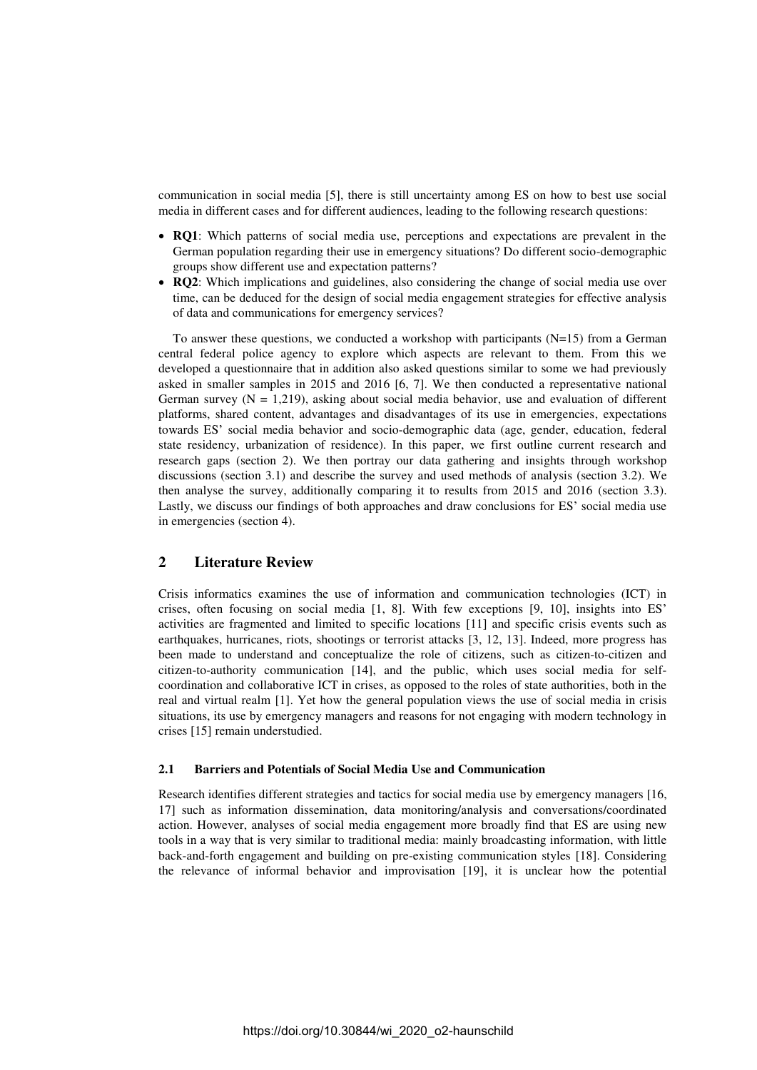communication in social media [5], there is still uncertainty among ES on how to best use social media in different cases and for different audiences, leading to the following research questions:

- **RQ1**: Which patterns of social media use, perceptions and expectations are prevalent in the German population regarding their use in emergency situations? Do different socio-demographic groups show different use and expectation patterns?
- **RQ2**: Which implications and guidelines, also considering the change of social media use over time, can be deduced for the design of social media engagement strategies for effective analysis of data and communications for emergency services?

To answer these questions, we conducted a workshop with participants (N=15) from a German central federal police agency to explore which aspects are relevant to them. From this we developed a questionnaire that in addition also asked questions similar to some we had previously asked in smaller samples in 2015 and 2016 [6, 7]. We then conducted a representative national German survey (N = 1,219), asking about social media behavior, use and evaluation of different platforms, shared content, advantages and disadvantages of its use in emergencies, expectations towards ES' social media behavior and socio-demographic data (age, gender, education, federal state residency, urbanization of residence). In this paper, we first outline current research and research gaps (section 2). We then portray our data gathering and insights through workshop discussions (section 3.1) and describe the survey and used methods of analysis (section 3.2). We then analyse the survey, additionally comparing it to results from 2015 and 2016 (section 3.3). Lastly, we discuss our findings of both approaches and draw conclusions for ES' social media use in emergencies (section 4).

## 2 Literature Review

Crisis informatics examines the use of information and communication technologies (ICT) in crises, often focusing on social media [1, 8]. With few exceptions [9, 10], insights into ES' activities are fragmented and limited to specific locations [11] and specific crisis events such as earthquakes, hurricanes, riots, shootings or terrorist attacks [3, 12, 13]. Indeed, more progress has been made to understand and conceptualize the role of citizens, such as citizen-to-citizen and citizen-to-authority communication [14], and the public, which uses social media for self-coordination and collaborative ICT in crises, as opposed to the roles of state authorities, both in the real and virtual realm [1]. Yet how the general population views the use of social media in crisis situations, its use by emergency managers and reasons for not engaging with modern technology in crises [15] remain understudied.

### 2.1 Barriers and Potentials of Social Media Use and Communication

Research identifies different strategies and tactics for social media use by emergency managers [16, 17] such as information dissemination, data monitoring/analysis and conversations/coordinated action. However, analyses of social media engagement more broadly find that ES are using new tools in a way that is very similar to traditional media: mainly broadcasting information, with little back-and-forth engagement and building on pre-existing communication styles [18]. Considering the relevance of informal behavior and improvisation [19], it is unclear how the potential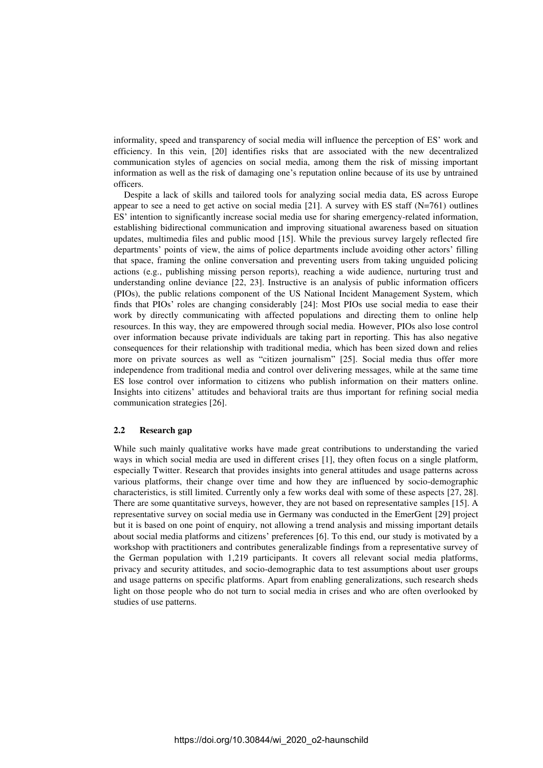informality, speed and transparency of social media will influence the perception of ES' work and efficiency. In this vein, [20] identifies risks that are associated with the new decentralized communication styles of agencies on social media, among them the risk of missing important information as well as the risk of damaging one's reputation online because of its use by untrained officers.

Despite a lack of skills and tailored tools for analyzing social media data, ES across Europe appear to see a need to get active on social media [21]. A survey with ES staff (N=761) outlines ES' intention to significantly increase social media use for sharing emergency-related information, establishing bidirectional communication and improving situational awareness based on situation updates, multimedia files and public mood [15]. While the previous survey largely reflected fire departments' points of view, the aims of police departments include avoiding other actors' filling that space, framing the online conversation and preventing users from taking unguided policing actions (e.g., publishing missing person reports), reaching a wide audience, nurturing trust and understanding online deviance [22, 23]. Instructive is an analysis of public information officers (PIOs), the public relations component of the US National Incident Management System, which finds that PIOs' roles are changing considerably [24]: Most PIOs use social media to ease their work by directly communicating with affected populations and directing them to online help resources. In this way, they are empowered through social media. However, PIOs also lose control over information because private individuals are taking part in reporting. This has also negative consequences for their relationship with traditional media, which has been sized down and relies more on private sources as well as "citizen journalism" [25]. Social media thus offer more independence from traditional media and control over delivering messages, while at the same time ES lose control over information to citizens who publish information on their matters online. Insights into citizens' attitudes and behavioral traits are thus important for refining social media communication strategies [26].

### 2.2 Research gap

While such mainly qualitative works have made great contributions to understanding the varied ways in which social media are used in different crises [1], they often focus on a single platform, especially Twitter. Research that provides insights into general attitudes and usage patterns across various platforms, their change over time and how they are influenced by socio-demographic characteristics, is still limited. Currently only a few works deal with some of these aspects [27, 28]. There are some quantitative surveys, however, they are not based on representative samples [15]. A representative survey on social media use in Germany was conducted in the EmerGent [29] project but it is based on one point of enquiry, not allowing a trend analysis and missing important details about social media platforms and citizens' preferences [6]. To this end, our study is motivated by a workshop with practitioners and contributes generalizable findings from a representative survey of the German population with 1,219 participants. It covers all relevant social media platforms, privacy and security attitudes, and socio-demographic data to test assumptions about user groups and usage patterns on specific platforms. Apart from enabling generalizations, such research sheds light on those people who do not turn to social media in crises and who are often overlooked by studies of use patterns.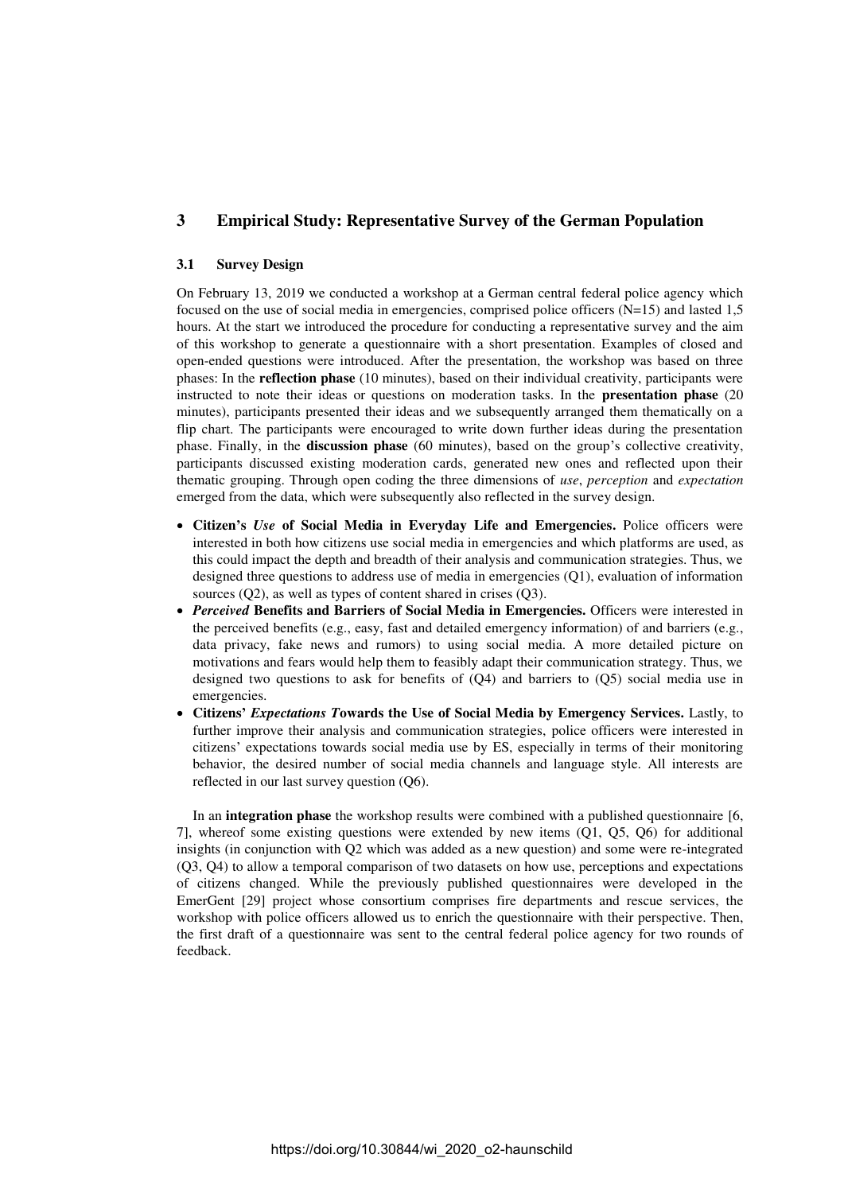## 3 Empirical Study: Representative Survey of the German Population

### 3.1 Survey Design

On February 13, 2019 we conducted a workshop at a German central federal police agency which focused on the use of social media in emergencies, comprised police officers (N=15) and lasted 1,5 hours. At the start we introduced the procedure for conducting a representative survey and the aim of this workshop to generate a questionnaire with a short presentation. Examples of closed and open-ended questions were introduced. After the presentation, the workshop was based on three phases: In the **reflection phase** (10 minutes), based on their individual creativity, participants were instructed to note their ideas or questions on moderation tasks. In the **presentation phase** (20 minutes), participants presented their ideas and we subsequently arranged them thematically on a flip chart. The participants were encouraged to write down further ideas during the presentation phase. Finally, in the **discussion phase** (60 minutes), based on the group's collective creativity, participants discussed existing moderation cards, generated new ones and reflected upon their thematic grouping. Through open coding the three dimensions of *use*, *perception* and *expectation* emerged from the data, which were subsequently also reflected in the survey design.

- **Citizen's *Use* of Social Media in Everyday Life and Emergencies.** Police officers were interested in both how citizens use social media in emergencies and which platforms are used, as this could impact the depth and breadth of their analysis and communication strategies. Thus, we designed three questions to address use of media in emergencies (Q1), evaluation of information sources (Q2), as well as types of content shared in crises (Q3).
- ***Perceived* Benefits and Barriers of Social Media in Emergencies.** Officers were interested in the perceived benefits (e.g., easy, fast and detailed emergency information) of and barriers (e.g., data privacy, fake news and rumors) to using social media. A more detailed picture on motivations and fears would help them to feasibly adapt their communication strategy. Thus, we designed two questions to ask for benefits of (Q4) and barriers to (Q5) social media use in emergencies.
- **Citizens' *Expectations T*owards the Use of Social Media by Emergency Services.** Lastly, to further improve their analysis and communication strategies, police officers were interested in citizens' expectations towards social media use by ES, especially in terms of their monitoring behavior, the desired number of social media channels and language style. All interests are reflected in our last survey question (Q6).

In an **integration phase** the workshop results were combined with a published questionnaire [6, 7], whereof some existing questions were extended by new items (Q1, Q5, Q6) for additional insights (in conjunction with Q2 which was added as a new question) and some were re-integrated (Q3, Q4) to allow a temporal comparison of two datasets on how use, perceptions and expectations of citizens changed. While the previously published questionnaires were developed in the EmerGent [29] project whose consortium comprises fire departments and rescue services, the workshop with police officers allowed us to enrich the questionnaire with their perspective. Then, the first draft of a questionnaire was sent to the central federal police agency for two rounds of feedback.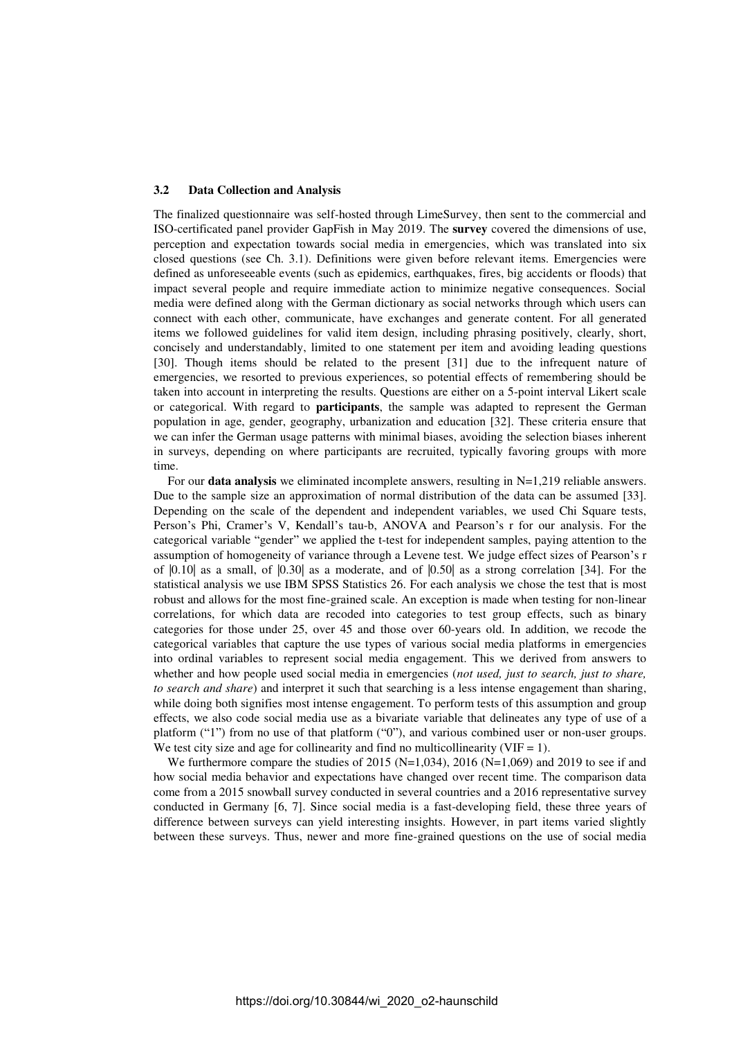### 3.2 Data Collection and Analysis

The finalized questionnaire was self-hosted through LimeSurvey, then sent to the commercial and ISO-certificated panel provider GapFish in May 2019. The **survey** covered the dimensions of use, perception and expectation towards social media in emergencies, which was translated into six closed questions (see Ch. 3.1). Definitions were given before relevant items. Emergencies were defined as unforeseeable events (such as epidemics, earthquakes, fires, big accidents or floods) that impact several people and require immediate action to minimize negative consequences. Social media were defined along with the German dictionary as social networks through which users can connect with each other, communicate, have exchanges and generate content. For all generated items we followed guidelines for valid item design, including phrasing positively, clearly, short, concisely and understandably, limited to one statement per item and avoiding leading questions [30]. Though items should be related to the present [31] due to the infrequent nature of emergencies, we resorted to previous experiences, so potential effects of remembering should be taken into account in interpreting the results. Questions are either on a 5-point interval Likert scale or categorical. With regard to **participants**, the sample was adapted to represent the German population in age, gender, geography, urbanization and education [32]. These criteria ensure that we can infer the German usage patterns with minimal biases, avoiding the selection biases inherent in surveys, depending on where participants are recruited, typically favoring groups with more time.

For our **data analysis** we eliminated incomplete answers, resulting in N=1,219 reliable answers. Due to the sample size an approximation of normal distribution of the data can be assumed [33]. Depending on the scale of the dependent and independent variables, we used Chi Square tests, Person's Phi, Cramer's V, Kendall's tau-b, ANOVA and Pearson's r for our analysis. For the categorical variable "gender" we applied the t-test for independent samples, paying attention to the assumption of homogeneity of variance through a Levene test. We judge effect sizes of Pearson's r of |0.10| as a small, of |0.30| as a moderate, and of |0.50| as a strong correlation [34]. For the statistical analysis we use IBM SPSS Statistics 26. For each analysis we chose the test that is most robust and allows for the most fine-grained scale. An exception is made when testing for non-linear correlations, for which data are recoded into categories to test group effects, such as binary categories for those under 25, over 45 and those over 60-years old. In addition, we recode the categorical variables that capture the use types of various social media platforms in emergencies into ordinal variables to represent social media engagement. This we derived from answers to whether and how people used social media in emergencies (*not used, just to search, just to share, to search and share*) and interpret it such that searching is a less intense engagement than sharing, while doing both signifies most intense engagement. To perform tests of this assumption and group effects, we also code social media use as a bivariate variable that delineates any type of use of a platform ("1") from no use of that platform ("0"), and various combined user or non-user groups. We test city size and age for collinearity and find no multicollinearity (VIF = 1).

We furthermore compare the studies of 2015 (N=1,034), 2016 (N=1,069) and 2019 to see if and how social media behavior and expectations have changed over recent time. The comparison data come from a 2015 snowball survey conducted in several countries and a 2016 representative survey conducted in Germany [6, 7]. Since social media is a fast-developing field, these three years of difference between surveys can yield interesting insights. However, in part items varied slightly between these surveys. Thus, newer and more fine-grained questions on the use of social media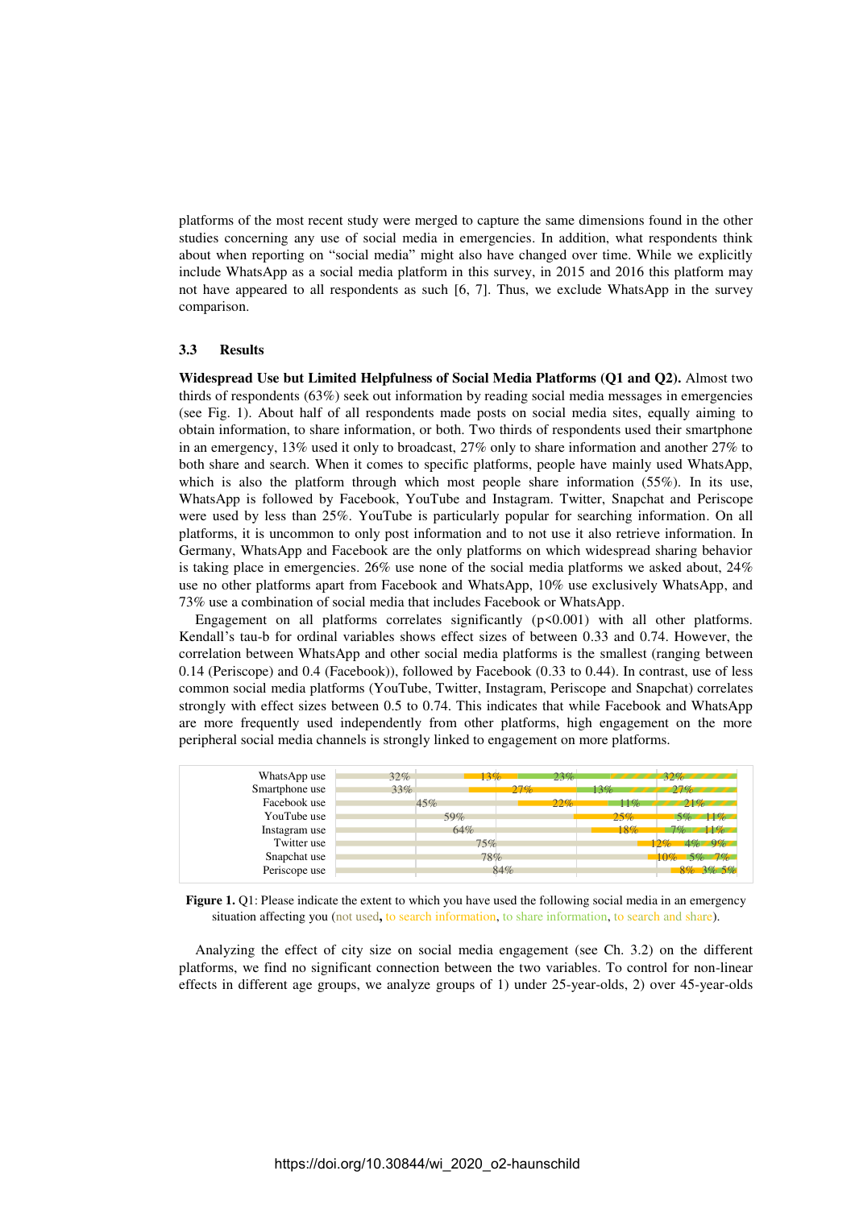platforms of the most recent study were merged to capture the same dimensions found in the other studies concerning any use of social media in emergencies. In addition, what respondents think about when reporting on "social media" might also have changed over time. While we explicitly include WhatsApp as a social media platform in this survey, in 2015 and 2016 this platform may not have appeared to all respondents as such [6, 7]. Thus, we exclude WhatsApp in the survey comparison.

### 3.3 Results

**Widespread Use but Limited Helpfulness of Social Media Platforms (Q1 and Q2).** Almost two thirds of respondents (63%) seek out information by reading social media messages in emergencies (see Fig. 1). About half of all respondents made posts on social media sites, equally aiming to obtain information, to share information, or both. Two thirds of respondents used their smartphone in an emergency, 13% used it only to broadcast, 27% only to share information and another 27% to both share and search. When it comes to specific platforms, people have mainly used WhatsApp, which is also the platform through which most people share information (55%). In its use, WhatsApp is followed by Facebook, YouTube and Instagram. Twitter, Snapchat and Periscope were used by less than 25%. YouTube is particularly popular for searching information. On all platforms, it is uncommon to only post information and to not use it also retrieve information. In Germany, WhatsApp and Facebook are the only platforms on which widespread sharing behavior is taking place in emergencies. 26% use none of the social media platforms we asked about, 24% use no other platforms apart from Facebook and WhatsApp, 10% use exclusively WhatsApp, and 73% use a combination of social media that includes Facebook or WhatsApp.

Engagement on all platforms correlates significantly ($p<0.001$) with all other platforms. Kendall's tau-b for ordinal variables shows effect sizes of between 0.33 and 0.74. However, the correlation between WhatsApp and other social media platforms is the smallest (ranging between 0.14 (Periscope) and 0.4 (Facebook)), followed by Facebook (0.33 to 0.44). In contrast, use of less common social media platforms (YouTube, Twitter, Instagram, Periscope and Snapchat) correlates strongly with effect sizes between 0.5 to 0.74. This indicates that while Facebook and WhatsApp are more frequently used independently from other platforms, high engagement on the more peripheral social media channels is strongly linked to engagement on more platforms.

| | not used | to search information | to share information | to search and share |
|---|---|---|---|---|
| WhatsApp use | 32% | 13% | 23% | 32% |
| Smartphone use | 33% | 27% | 13% | 27% |
| Facebook use | 45% | 22% | 11% | 21% |
| YouTube use | 59% | 25% | 5% | 11% |
| Instagram use | 64% | 18% | 7% | 11% |
| Twitter use | 75% | 12% | 4% | 9% |
| Snapchat use | 78% | 10% | 5% | 7% |
| Periscope use | 84% | 8% | 3% | 5% |

**Figure 1.** Q1: Please indicate the extent to which you have used the following social media in an emergency situation affecting you (not used, to search information, to share information, to search and share).

Analyzing the effect of city size on social media engagement (see Ch. 3.2) on the different platforms, we find no significant connection between the two variables. To control for non-linear effects in different age groups, we analyze groups of 1) under 25-year-olds, 2) over 45-year-olds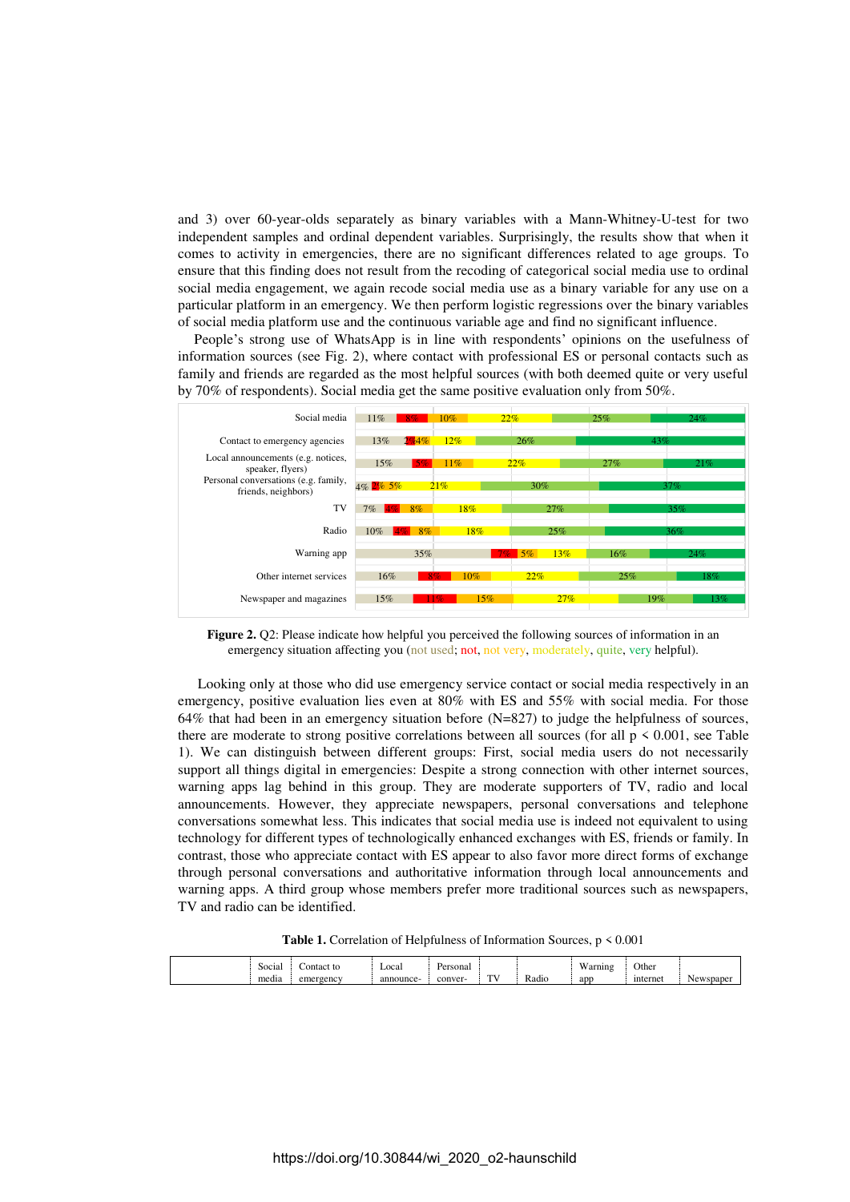and 3) over 60-year-olds separately as binary variables with a Mann-Whitney-U-test for two independent samples and ordinal dependent variables. Surprisingly, the results show that when it comes to activity in emergencies, there are no significant differences related to age groups. To ensure that this finding does not result from the recoding of categorical social media use to ordinal social media engagement, we again recode social media use as a binary variable for any use on a particular platform in an emergency. We then perform logistic regressions over the binary variables of social media platform use and the continuous variable age and find no significant influence.

People's strong use of WhatsApp is in line with respondents' opinions on the usefulness of information sources (see Fig. 2), where contact with professional ES or personal contacts such as family and friends are regarded as the most helpful sources (with both deemed quite or very useful by 70% of respondents). Social media get the same positive evaluation only from 50%.

**Figure 2.** Q2: Please indicate how helpful you perceived the following sources of information in an emergency situation affecting you (not used; not, not very, moderately, quite, very helpful).

Looking only at those who did use emergency service contact or social media respectively in an emergency, positive evaluation lies even at 80% with ES and 55% with social media. For those 64% that had been in an emergency situation before (N=827) to judge the helpfulness of sources, there are moderate to strong positive correlations between all sources (for all $p < 0.001$, see Table 1). We can distinguish between different groups: First, social media users do not necessarily support all things digital in emergencies: Despite a strong connection with other internet sources, warning apps lag behind in this group. They are moderate supporters of TV, radio and local announcements. However, they appreciate newspapers, personal conversations and telephone conversations somewhat less. This indicates that social media use is indeed not equivalent to using technology for different types of technologically enhanced exchanges with ES, friends or family. In contrast, those who appreciate contact with ES appear to also favor more direct forms of exchange through personal conversations and authoritative information through local announcements and warning apps. A third group whose members prefer more traditional sources such as newspapers, TV and radio can be identified.

**Table 1.** Correlation of Helpfulness of Information Sources, $p < 0.001$

| | Social media | Contact to emergency | Local announce- | Personal conver- | TV | Radio | Warning app | Other internet | Newspaper |
|---|---|---|---|---|---|---|---|---|---|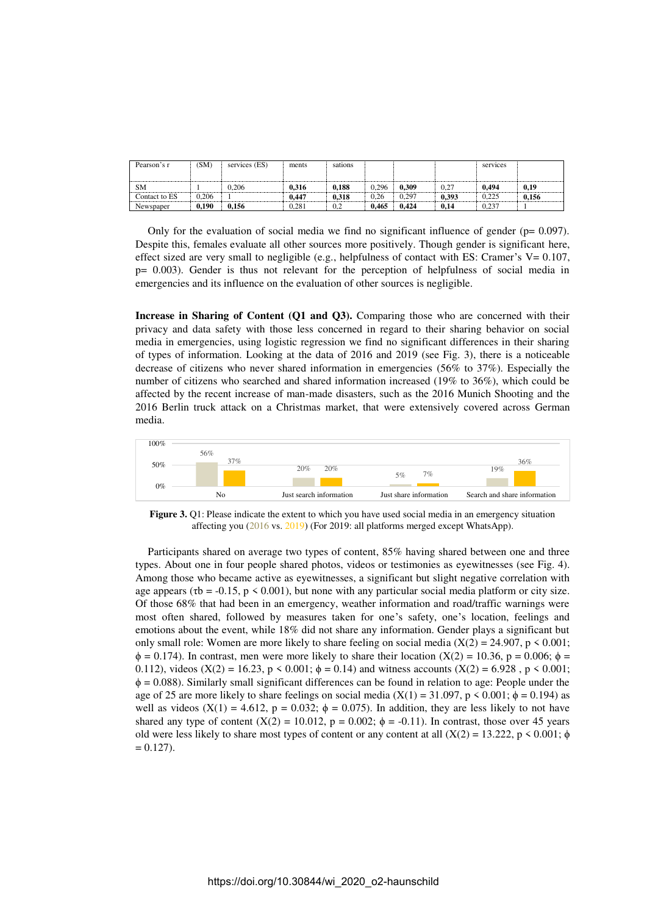| Pearson's r | (SM) | services (ES) | ments | sations | | | | services | |
|---|---|---|---|---|---|---|---|---|---|
| SM | 1 | 0,206 | **0,316** | **0,188** | 0,296 | **0,309** | 0,27 | **0,494** | **0,19** |
| Contact to ES | 0,206 | 1 | **0,447** | **0,318** | 0,26 | 0,297 | **0,393** | 0,225 | **0,156** |
| Newspaper | **0,190** | **0,156** | 0,281 | 0,2 | **0,465** | **0,424** | **0,14** | 0,237 | 1 |

Only for the evaluation of social media we find no significant influence of gender (p= 0.097). Despite this, females evaluate all other sources more positively. Though gender is significant here, effect sized are very small to negligible (e.g., helpfulness of contact with ES: Cramer's V= 0.107, p= 0.003). Gender is thus not relevant for the perception of helpfulness of social media in emergencies and its influence on the evaluation of other sources is negligible.

**Increase in Sharing of Content (Q1 and Q3).** Comparing those who are concerned with their privacy and data safety with those less concerned in regard to their sharing behavior on social media in emergencies, using logistic regression we find no significant differences in their sharing of types of information. Looking at the data of 2016 and 2019 (see Fig. 3), there is a noticeable decrease of citizens who never shared information in emergencies (56% to 37%). Especially the number of citizens who searched and shared information increased (19% to 36%), which could be affected by the recent increase of man-made disasters, such as the 2016 Munich Shooting and the 2016 Berlin truck attack on a Christmas market, that were extensively covered across German media.

| | 2016 | 2019 |
|---|---|---|
| No | 56% | 37% |
| Just search information | 20% | 20% |
| Just share information | 5% | 7% |
| Search and share information | 19% | 36% |

**Figure 3.** Q1: Please indicate the extent to which you have used social media in an emergency situation affecting you (2016 vs. 2019) (For 2019: all platforms merged except WhatsApp).

Participants shared on average two types of content, 85% having shared between one and three types. About one in four people shared photos, videos or testimonies as eyewitnesses (see Fig. 4). Among those who became active as eyewitnesses, a significant but slight negative correlation with age appears ($\tau b = -0.15$, $p < 0.001$), but none with any particular social media platform or city size. Of those 68% that had been in an emergency, weather information and road/traffic warnings were most often shared, followed by measures taken for one's safety, one's location, feelings and emotions about the event, while 18% did not share any information. Gender plays a significant but only small role: Women are more likely to share feeling on social media ($X(2) = 24.907$, $p < 0.001$; $\phi = 0.174$). In contrast, men were more likely to share their location ($X(2) = 10.36$, $p = 0.006$; $\phi = 0.112$), videos ($X(2) = 16.23$, $p < 0.001$; $\phi = 0.14$) and witness accounts ($X(2) = 6.928$ , $p < 0.001$; $\phi = 0.088$). Similarly small significant differences can be found in relation to age: People under the age of 25 are more likely to share feelings on social media ($X(1) = 31.097$, $p < 0.001$; $\phi = 0.194$) as well as videos ($X(1) = 4.612$, $p = 0.032$; $\phi = 0.075$). In addition, they are less likely to not have shared any type of content ($X(2) = 10.012$, $p = 0.002$; $\phi = -0.11$). In contrast, those over 45 years old were less likely to share most types of content or any content at all ($X(2) = 13.222$, $p < 0.001$; $\phi = 0.127$).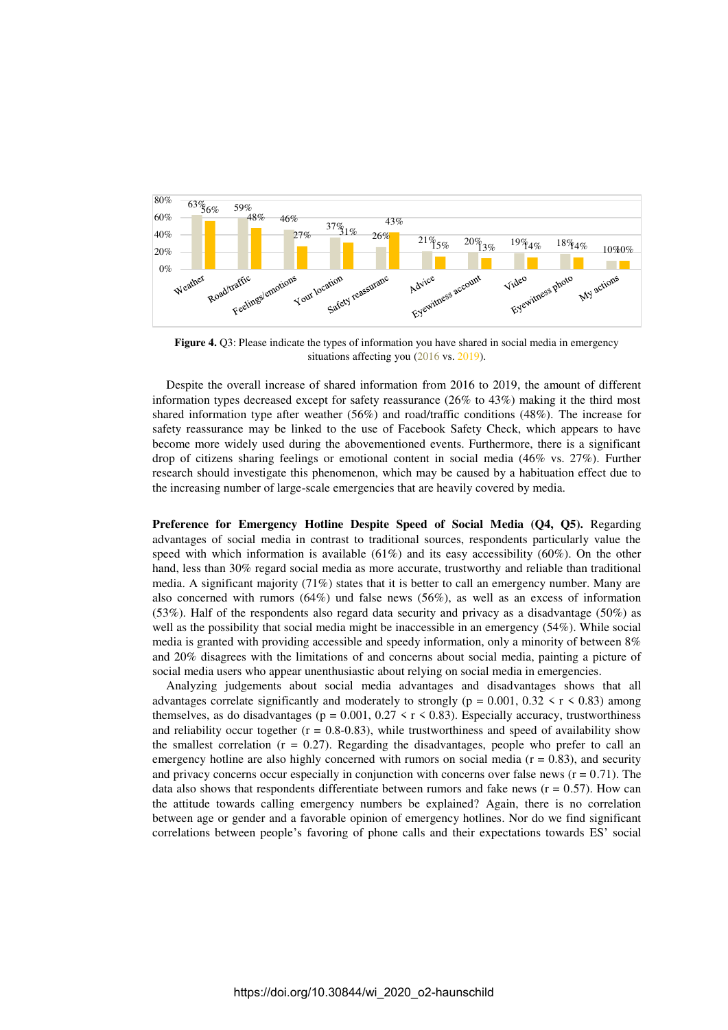| | Weather | Road/traffic | Feelings/emotions | Your location | Safety reassuranc | Advice | Eyewitness account | Video | Eyewitness photo | My actions |
|---|---|---|---|---|---|---|---|---|---|---|
| 2016 | 63% | 59% | 46% | 37% | 26% | 21% | 20% | 19% | 18% | 10% |
| 2019 | 56% | 48% | 27% | 31% | 43% | 15% | 13% | 14% | 14% | 10% |

**Figure 4.** Q3: Please indicate the types of information you have shared in social media in emergency situations affecting you (2016 vs. 2019).

Despite the overall increase of shared information from 2016 to 2019, the amount of different information types decreased except for safety reassurance (26% to 43%) making it the third most shared information type after weather (56%) and road/traffic conditions (48%). The increase for safety reassurance may be linked to the use of Facebook Safety Check, which appears to have become more widely used during the abovementioned events. Furthermore, there is a significant drop of citizens sharing feelings or emotional content in social media (46% vs. 27%). Further research should investigate this phenomenon, which may be caused by a habituation effect due to the increasing number of large-scale emergencies that are heavily covered by media.

**Preference for Emergency Hotline Despite Speed of Social Media (Q4, Q5).** Regarding advantages of social media in contrast to traditional sources, respondents particularly value the speed with which information is available (61%) and its easy accessibility (60%). On the other hand, less than 30% regard social media as more accurate, trustworthy and reliable than traditional media. A significant majority (71%) states that it is better to call an emergency number. Many are also concerned with rumors (64%) und false news (56%), as well as an excess of information (53%). Half of the respondents also regard data security and privacy as a disadvantage (50%) as well as the possibility that social media might be inaccessible in an emergency (54%). While social media is granted with providing accessible and speedy information, only a minority of between 8% and 20% disagrees with the limitations of and concerns about social media, painting a picture of social media users who appear unenthusiastic about relying on social media in emergencies.

Analyzing judgements about social media advantages and disadvantages shows that all advantages correlate significantly and moderately to strongly ($p = 0.001$, $0.32 < r < 0.83$) among themselves, as do disadvantages ($p = 0.001$, $0.27 < r < 0.83$). Especially accuracy, trustworthiness and reliability occur together ($r = 0.8$-$0.83$), while trustworthiness and speed of availability show the smallest correlation ($r = 0.27$). Regarding the disadvantages, people who prefer to call an emergency hotline are also highly concerned with rumors on social media ($r = 0.83$), and security and privacy concerns occur especially in conjunction with concerns over false news ($r = 0.71$). The data also shows that respondents differentiate between rumors and fake news ($r = 0.57$). How can the attitude towards calling emergency numbers be explained? Again, there is no correlation between age or gender and a favorable opinion of emergency hotlines. Nor do we find significant correlations between people's favoring of phone calls and their expectations towards ES' social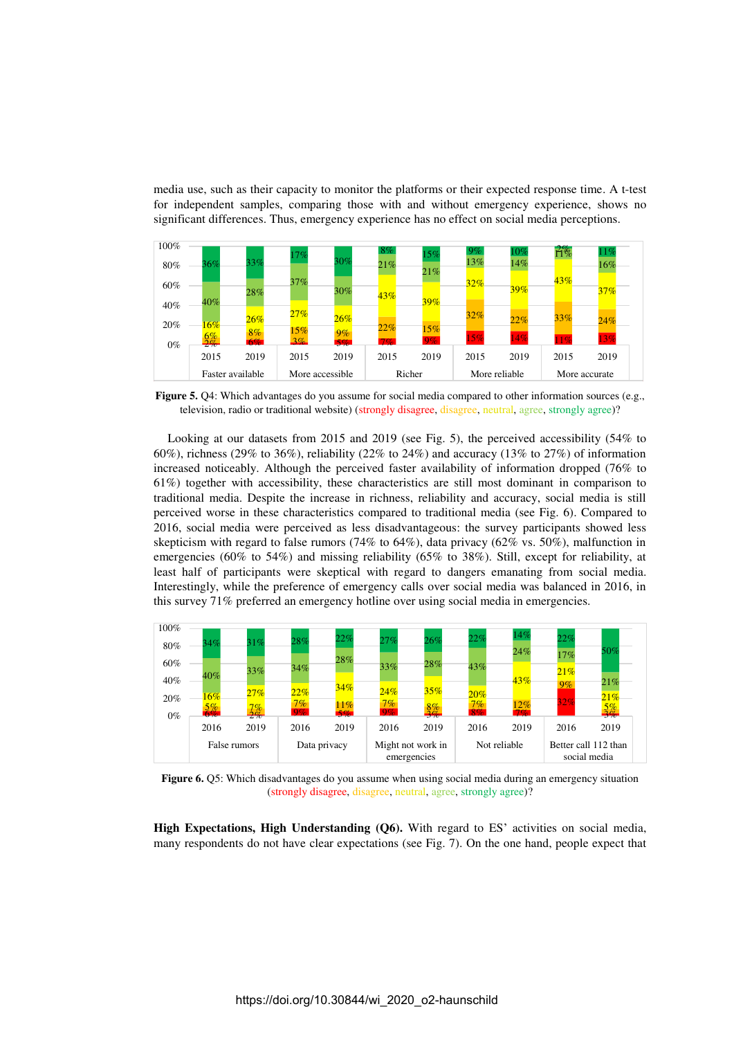media use, such as their capacity to monitor the platforms or their expected response time. A t-test for independent samples, comparing those with and without emergency experience, shows no significant differences. Thus, emergency experience has no effect on social media perceptions.

**Figure 5.** Q4: Which advantages do you assume for social media compared to other information sources (e.g., television, radio or traditional website) (strongly disagree, disagree, neutral, agree, strongly agree)?

Looking at our datasets from 2015 and 2019 (see Fig. 5), the perceived accessibility (54% to 60%), richness (29% to 36%), reliability (22% to 24%) and accuracy (13% to 27%) of information increased noticeably. Although the perceived faster availability of information dropped (76% to 61%) together with accessibility, these characteristics are still most dominant in comparison to traditional media. Despite the increase in richness, reliability and accuracy, social media is still perceived worse in these characteristics compared to traditional media (see Fig. 6). Compared to 2016, social media were perceived as less disadvantageous: the survey participants showed less skepticism with regard to false rumors (74% to 64%), data privacy (62% vs. 50%), malfunction in emergencies (60% to 54%) and missing reliability (65% to 38%). Still, except for reliability, at least half of participants were skeptical with regard to dangers emanating from social media. Interestingly, while the preference of emergency calls over social media was balanced in 2016, in this survey 71% preferred an emergency hotline over using social media in emergencies.

**Figure 6.** Q5: Which disadvantages do you assume when using social media during an emergency situation (strongly disagree, disagree, neutral, agree, strongly agree)?

**High Expectations, High Understanding (Q6).** With regard to ES' activities on social media, many respondents do not have clear expectations (see Fig. 7). On the one hand, people expect that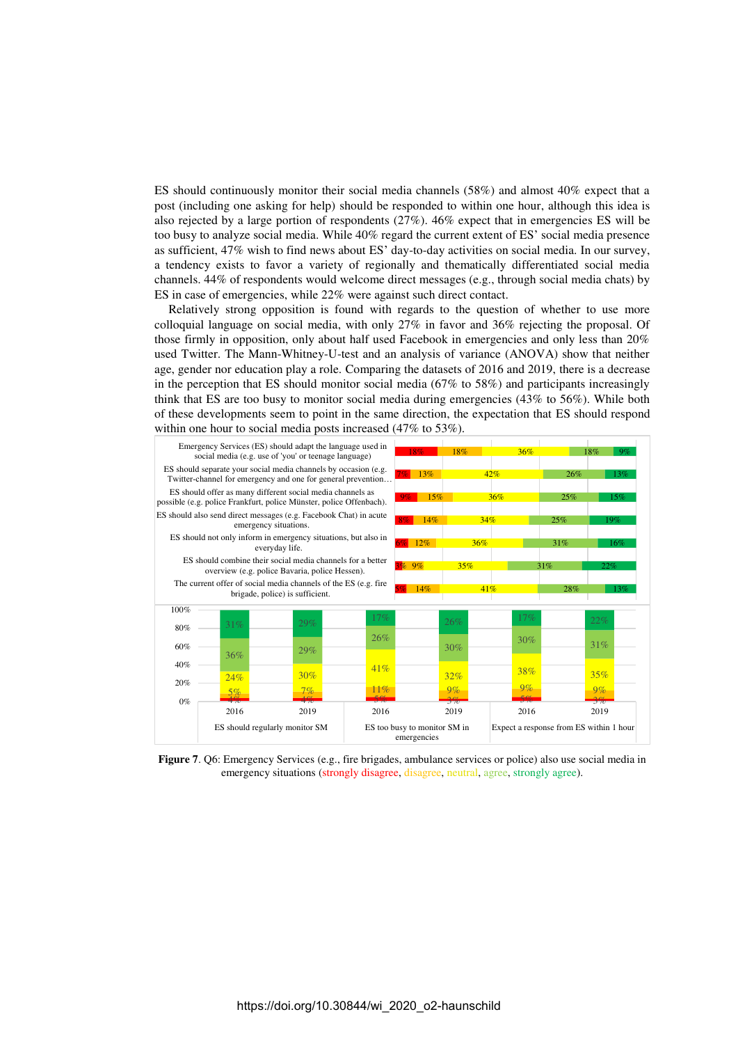ES should continuously monitor their social media channels (58%) and almost 40% expect that a post (including one asking for help) should be responded to within one hour, although this idea is also rejected by a large portion of respondents (27%). 46% expect that in emergencies ES will be too busy to analyze social media. While 40% regard the current extent of ES' social media presence as sufficient, 47% wish to find news about ES' day-to-day activities on social media. In our survey, a tendency exists to favor a variety of regionally and thematically differentiated social media channels. 44% of respondents would welcome direct messages (e.g., through social media chats) by ES in case of emergencies, while 22% were against such direct contact.

Relatively strong opposition is found with regards to the question of whether to use more colloquial language on social media, with only 27% in favor and 36% rejecting the proposal. Of those firmly in opposition, only about half used Facebook in emergencies and only less than 20% used Twitter. The Mann-Whitney-U-test and an analysis of variance (ANOVA) show that neither age, gender nor education play a role. Comparing the datasets of 2016 and 2019, there is a decrease in the perception that ES should monitor social media (67% to 58%) and participants increasingly think that ES are too busy to monitor social media during emergencies (43% to 56%). While both of these developments seem to point in the same direction, the expectation that ES should respond within one hour to social media posts increased (47% to 53%).

| Statement | strongly disagree | disagree | neutral | agree | strongly agree |
|---|---|---|---|---|---|
| Emergency Services (ES) should adapt the language used in social media (e.g. use of 'you' or teenage language) | 18% | 18% | 36% | 18% | 9% |
| ES should separate your social media channels by occasion (e.g. Twitter-channel for emergency and one for general prevention… | 7% | 13% | 42% | 26% | 13% |
| ES should offer as many different social media channels as possible (e.g. police Frankfurt, police Münster, police Offenbach). | 9% | 15% | 36% | 25% | 15% |
| ES should also send direct messages (e.g. Facebook Chat) in acute emergency situations. | 8% | 14% | 34% | 25% | 19% |
| ES should not only inform in emergency situations, but also in everyday life. | 6% | 12% | 36% | 31% | 16% |
| ES should combine their social media channels for a better overview (e.g. police Bavaria, police Hessen). | 3% | 9% | 35% | 31% | 22% |
| The current offer of social media channels of the ES (e.g. fire brigade, police) is sufficient. | 5% | 14% | 41% | 28% | 13% |

| Statement | Year | strongly disagree | disagree | neutral | agree | strongly agree |
|---|---|---|---|---|---|---|
| ES should regularly monitor SM | 2016 | 4% | 5% | 24% | 36% | 31% |
| | 2019 | 4% | 7% | 30% | 29% | 29% |
| ES too busy to monitor SM in emergencies | 2016 | 5% | 11% | 41% | 26% | 17% |
| | 2019 | 3% | 9% | 32% | 30% | 26% |
| Expect a response from ES within 1 hour | 2016 | 5% | 9% | 38% | 30% | 17% |
| | 2019 | 3% | 9% | 35% | 31% | 22% |

**Figure 7**. Q6: Emergency Services (e.g., fire brigades, ambulance services or police) also use social media in emergency situations (strongly disagree, disagree, neutral, agree, strongly agree).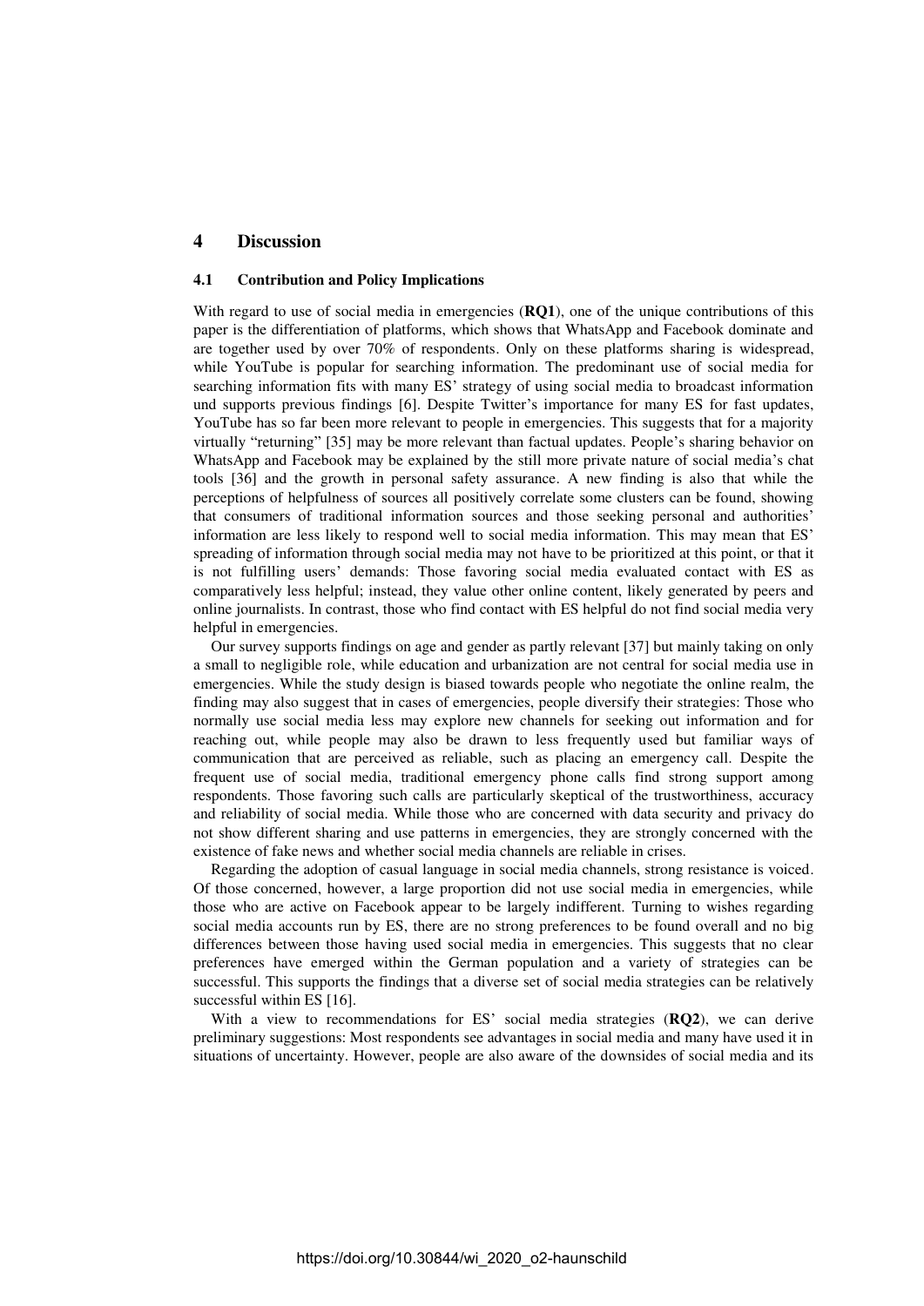# 4 Discussion

## 4.1 Contribution and Policy Implications

With regard to use of social media in emergencies (**RQ1**), one of the unique contributions of this paper is the differentiation of platforms, which shows that WhatsApp and Facebook dominate and are together used by over 70% of respondents. Only on these platforms sharing is widespread, while YouTube is popular for searching information. The predominant use of social media for searching information fits with many ES' strategy of using social media to broadcast information und supports previous findings [6]. Despite Twitter's importance for many ES for fast updates, YouTube has so far been more relevant to people in emergencies. This suggests that for a majority virtually "returning" [35] may be more relevant than factual updates. People's sharing behavior on WhatsApp and Facebook may be explained by the still more private nature of social media's chat tools [36] and the growth in personal safety assurance. A new finding is also that while the perceptions of helpfulness of sources all positively correlate some clusters can be found, showing that consumers of traditional information sources and those seeking personal and authorities' information are less likely to respond well to social media information. This may mean that ES' spreading of information through social media may not have to be prioritized at this point, or that it is not fulfilling users' demands: Those favoring social media evaluated contact with ES as comparatively less helpful; instead, they value other online content, likely generated by peers and online journalists. In contrast, those who find contact with ES helpful do not find social media very helpful in emergencies.

Our survey supports findings on age and gender as partly relevant [37] but mainly taking on only a small to negligible role, while education and urbanization are not central for social media use in emergencies. While the study design is biased towards people who negotiate the online realm, the finding may also suggest that in cases of emergencies, people diversify their strategies: Those who normally use social media less may explore new channels for seeking out information and for reaching out, while people may also be drawn to less frequently used but familiar ways of communication that are perceived as reliable, such as placing an emergency call. Despite the frequent use of social media, traditional emergency phone calls find strong support among respondents. Those favoring such calls are particularly skeptical of the trustworthiness, accuracy and reliability of social media. While those who are concerned with data security and privacy do not show different sharing and use patterns in emergencies, they are strongly concerned with the existence of fake news and whether social media channels are reliable in crises.

Regarding the adoption of casual language in social media channels, strong resistance is voiced. Of those concerned, however, a large proportion did not use social media in emergencies, while those who are active on Facebook appear to be largely indifferent. Turning to wishes regarding social media accounts run by ES, there are no strong preferences to be found overall and no big differences between those having used social media in emergencies. This suggests that no clear preferences have emerged within the German population and a variety of strategies can be successful. This supports the findings that a diverse set of social media strategies can be relatively successful within ES [16].

With a view to recommendations for ES' social media strategies (**RQ2**), we can derive preliminary suggestions: Most respondents see advantages in social media and many have used it in situations of uncertainty. However, people are also aware of the downsides of social media and its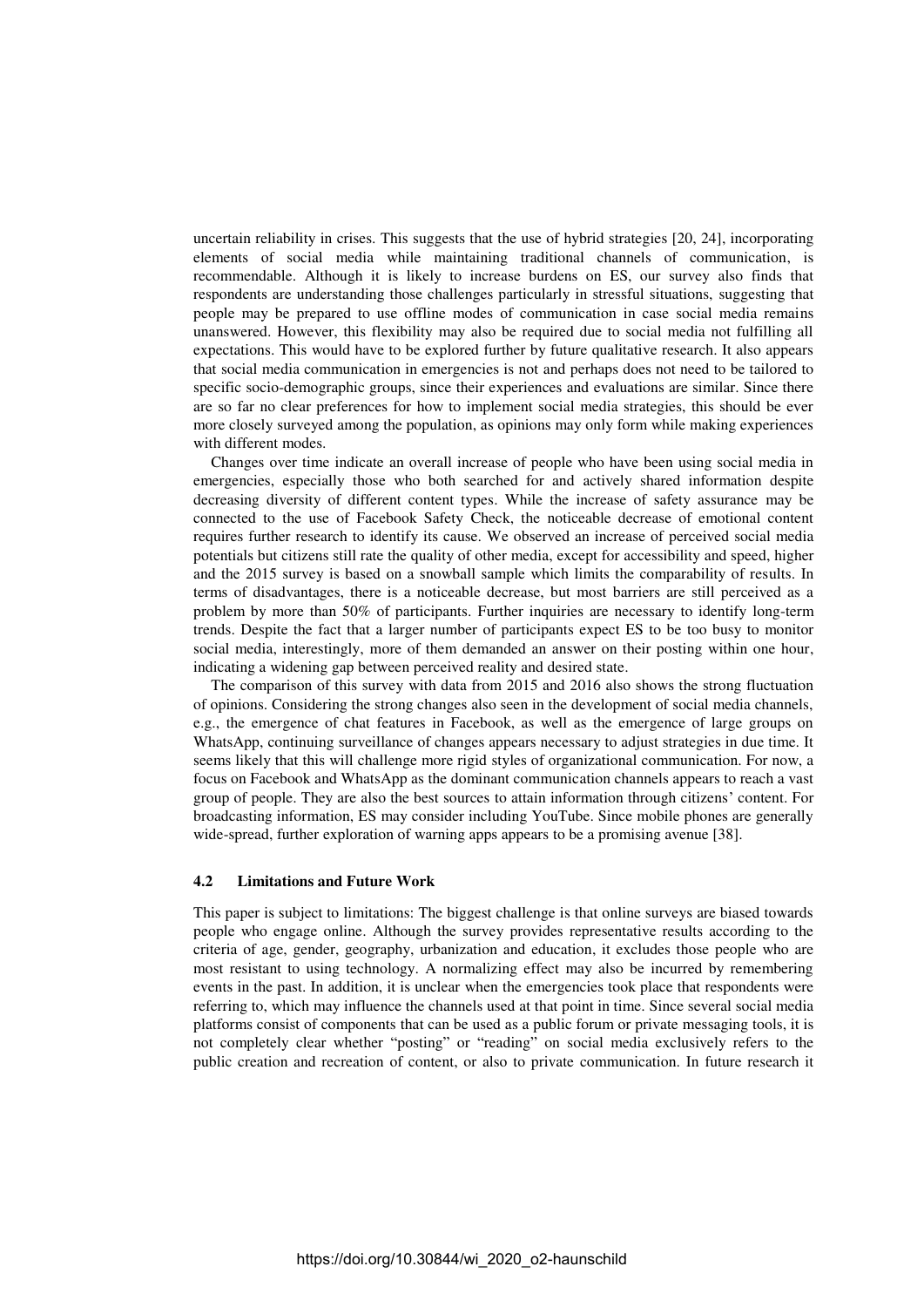uncertain reliability in crises. This suggests that the use of hybrid strategies [20, 24], incorporating elements of social media while maintaining traditional channels of communication, is recommendable. Although it is likely to increase burdens on ES, our survey also finds that respondents are understanding those challenges particularly in stressful situations, suggesting that people may be prepared to use offline modes of communication in case social media remains unanswered. However, this flexibility may also be required due to social media not fulfilling all expectations. This would have to be explored further by future qualitative research. It also appears that social media communication in emergencies is not and perhaps does not need to be tailored to specific socio-demographic groups, since their experiences and evaluations are similar. Since there are so far no clear preferences for how to implement social media strategies, this should be ever more closely surveyed among the population, as opinions may only form while making experiences with different modes.

Changes over time indicate an overall increase of people who have been using social media in emergencies, especially those who both searched for and actively shared information despite decreasing diversity of different content types. While the increase of safety assurance may be connected to the use of Facebook Safety Check, the noticeable decrease of emotional content requires further research to identify its cause. We observed an increase of perceived social media potentials but citizens still rate the quality of other media, except for accessibility and speed, higher and the 2015 survey is based on a snowball sample which limits the comparability of results. In terms of disadvantages, there is a noticeable decrease, but most barriers are still perceived as a problem by more than 50% of participants. Further inquiries are necessary to identify long-term trends. Despite the fact that a larger number of participants expect ES to be too busy to monitor social media, interestingly, more of them demanded an answer on their posting within one hour, indicating a widening gap between perceived reality and desired state.

The comparison of this survey with data from 2015 and 2016 also shows the strong fluctuation of opinions. Considering the strong changes also seen in the development of social media channels, e.g., the emergence of chat features in Facebook, as well as the emergence of large groups on WhatsApp, continuing surveillance of changes appears necessary to adjust strategies in due time. It seems likely that this will challenge more rigid styles of organizational communication. For now, a focus on Facebook and WhatsApp as the dominant communication channels appears to reach a vast group of people. They are also the best sources to attain information through citizens' content. For broadcasting information, ES may consider including YouTube. Since mobile phones are generally wide-spread, further exploration of warning apps appears to be a promising avenue [38].

### 4.2 Limitations and Future Work

This paper is subject to limitations: The biggest challenge is that online surveys are biased towards people who engage online. Although the survey provides representative results according to the criteria of age, gender, geography, urbanization and education, it excludes those people who are most resistant to using technology. A normalizing effect may also be incurred by remembering events in the past. In addition, it is unclear when the emergencies took place that respondents were referring to, which may influence the channels used at that point in time. Since several social media platforms consist of components that can be used as a public forum or private messaging tools, it is not completely clear whether "posting" or "reading" on social media exclusively refers to the public creation and recreation of content, or also to private communication. In future research it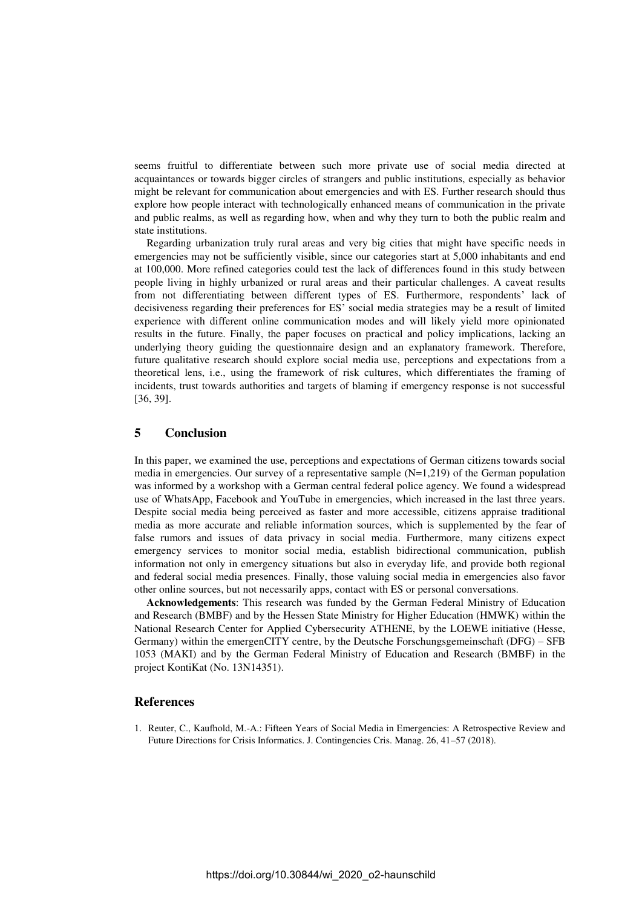seems fruitful to differentiate between such more private use of social media directed at acquaintances or towards bigger circles of strangers and public institutions, especially as behavior might be relevant for communication about emergencies and with ES. Further research should thus explore how people interact with technologically enhanced means of communication in the private and public realms, as well as regarding how, when and why they turn to both the public realm and state institutions.

Regarding urbanization truly rural areas and very big cities that might have specific needs in emergencies may not be sufficiently visible, since our categories start at 5,000 inhabitants and end at 100,000. More refined categories could test the lack of differences found in this study between people living in highly urbanized or rural areas and their particular challenges. A caveat results from not differentiating between different types of ES. Furthermore, respondents' lack of decisiveness regarding their preferences for ES' social media strategies may be a result of limited experience with different online communication modes and will likely yield more opinionated results in the future. Finally, the paper focuses on practical and policy implications, lacking an underlying theory guiding the questionnaire design and an explanatory framework. Therefore, future qualitative research should explore social media use, perceptions and expectations from a theoretical lens, i.e., using the framework of risk cultures, which differentiates the framing of incidents, trust towards authorities and targets of blaming if emergency response is not successful [36, 39].

## 5 Conclusion

In this paper, we examined the use, perceptions and expectations of German citizens towards social media in emergencies. Our survey of a representative sample (N=1,219) of the German population was informed by a workshop with a German central federal police agency. We found a widespread use of WhatsApp, Facebook and YouTube in emergencies, which increased in the last three years. Despite social media being perceived as faster and more accessible, citizens appraise traditional media as more accurate and reliable information sources, which is supplemented by the fear of false rumors and issues of data privacy in social media. Furthermore, many citizens expect emergency services to monitor social media, establish bidirectional communication, publish information not only in emergency situations but also in everyday life, and provide both regional and federal social media presences. Finally, those valuing social media in emergencies also favor other online sources, but not necessarily apps, contact with ES or personal conversations.

**Acknowledgements**: This research was funded by the German Federal Ministry of Education and Research (BMBF) and by the Hessen State Ministry for Higher Education (HMWK) within the National Research Center for Applied Cybersecurity ATHENE, by the LOEWE initiative (Hesse, Germany) within the emergenCITY centre, by the Deutsche Forschungsgemeinschaft (DFG) – SFB 1053 (MAKI) and by the German Federal Ministry of Education and Research (BMBF) in the project KontiKat (No. 13N14351).

## References

1. Reuter, C., Kaufhold, M.-A.: Fifteen Years of Social Media in Emergencies: A Retrospective Review and Future Directions for Crisis Informatics. J. Contingencies Cris. Manag. 26, 41–57 (2018).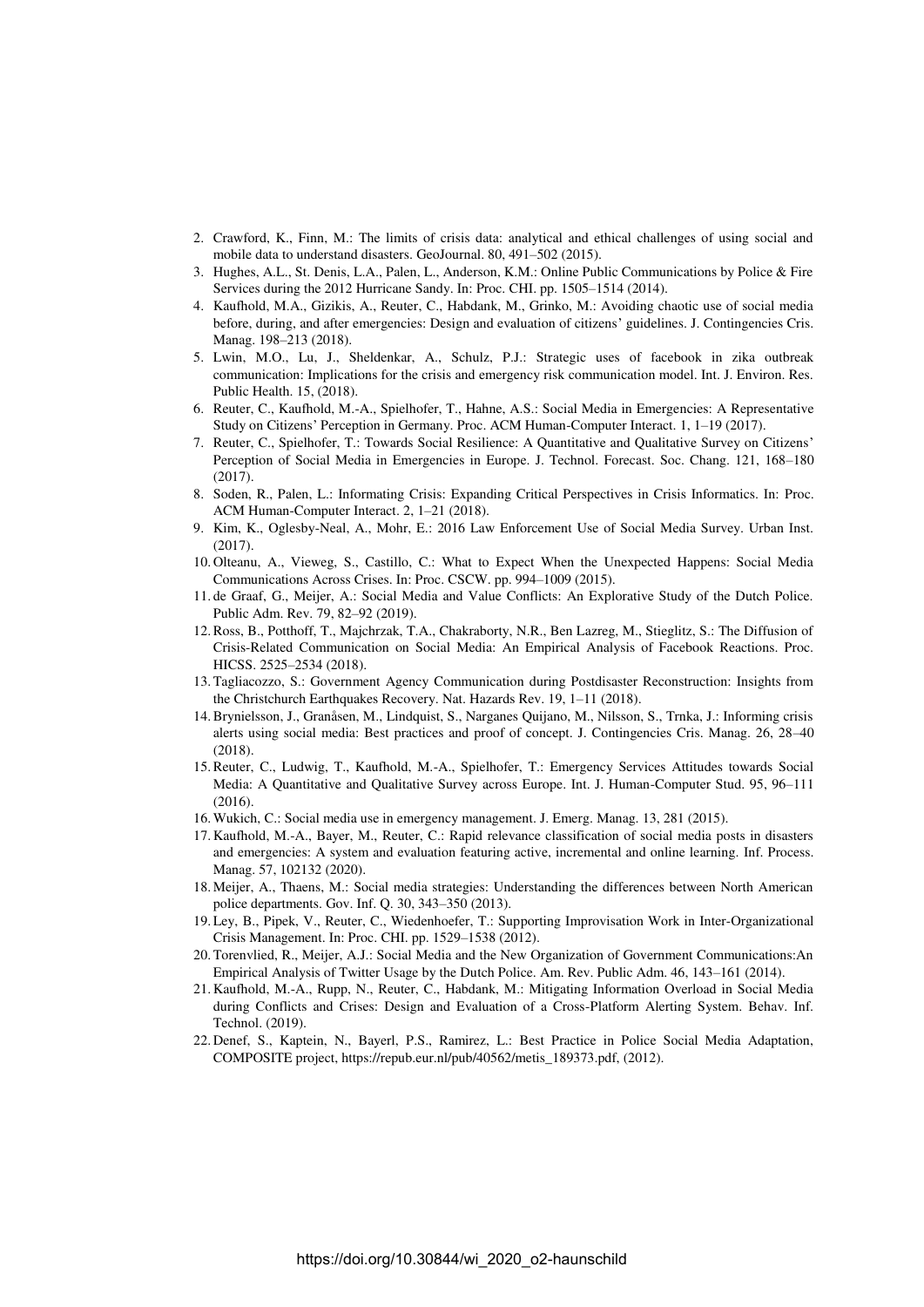2. Crawford, K., Finn, M.: The limits of crisis data: analytical and ethical challenges of using social and mobile data to understand disasters. GeoJournal. 80, 491–502 (2015).
3. Hughes, A.L., St. Denis, L.A., Palen, L., Anderson, K.M.: Online Public Communications by Police & Fire Services during the 2012 Hurricane Sandy. In: Proc. CHI. pp. 1505–1514 (2014).
4. Kaufhold, M.A., Gizikis, A., Reuter, C., Habdank, M., Grinko, M.: Avoiding chaotic use of social media before, during, and after emergencies: Design and evaluation of citizens' guidelines. J. Contingencies Cris. Manag. 198–213 (2018).
5. Lwin, M.O., Lu, J., Sheldenkar, A., Schulz, P.J.: Strategic uses of facebook in zika outbreak communication: Implications for the crisis and emergency risk communication model. Int. J. Environ. Res. Public Health. 15, (2018).
6. Reuter, C., Kaufhold, M.-A., Spielhofer, T., Hahne, A.S.: Social Media in Emergencies: A Representative Study on Citizens' Perception in Germany. Proc. ACM Human-Computer Interact. 1, 1–19 (2017).
7. Reuter, C., Spielhofer, T.: Towards Social Resilience: A Quantitative and Qualitative Survey on Citizens' Perception of Social Media in Emergencies in Europe. J. Technol. Forecast. Soc. Chang. 121, 168–180 (2017).
8. Soden, R., Palen, L.: Informating Crisis: Expanding Critical Perspectives in Crisis Informatics. In: Proc. ACM Human-Computer Interact. 2, 1–21 (2018).
9. Kim, K., Oglesby-Neal, A., Mohr, E.: 2016 Law Enforcement Use of Social Media Survey. Urban Inst. (2017).
10. Olteanu, A., Vieweg, S., Castillo, C.: What to Expect When the Unexpected Happens: Social Media Communications Across Crises. In: Proc. CSCW. pp. 994–1009 (2015).
11. de Graaf, G., Meijer, A.: Social Media and Value Conflicts: An Explorative Study of the Dutch Police. Public Adm. Rev. 79, 82–92 (2019).
12. Ross, B., Potthoff, T., Majchrzak, T.A., Chakraborty, N.R., Ben Lazreg, M., Stieglitz, S.: The Diffusion of Crisis-Related Communication on Social Media: An Empirical Analysis of Facebook Reactions. Proc. HICSS. 2525–2534 (2018).
13. Tagliacozzo, S.: Government Agency Communication during Postdisaster Reconstruction: Insights from the Christchurch Earthquakes Recovery. Nat. Hazards Rev. 19, 1–11 (2018).
14. Brynielsson, J., Granåsen, M., Lindquist, S., Narganes Quijano, M., Nilsson, S., Trnka, J.: Informing crisis alerts using social media: Best practices and proof of concept. J. Contingencies Cris. Manag. 26, 28–40 (2018).
15. Reuter, C., Ludwig, T., Kaufhold, M.-A., Spielhofer, T.: Emergency Services Attitudes towards Social Media: A Quantitative and Qualitative Survey across Europe. Int. J. Human-Computer Stud. 95, 96–111 (2016).
16. Wukich, C.: Social media use in emergency management. J. Emerg. Manag. 13, 281 (2015).
17. Kaufhold, M.-A., Bayer, M., Reuter, C.: Rapid relevance classification of social media posts in disasters and emergencies: A system and evaluation featuring active, incremental and online learning. Inf. Process. Manag. 57, 102132 (2020).
18. Meijer, A., Thaens, M.: Social media strategies: Understanding the differences between North American police departments. Gov. Inf. Q. 30, 343–350 (2013).
19. Ley, B., Pipek, V., Reuter, C., Wiedenhoefer, T.: Supporting Improvisation Work in Inter-Organizational Crisis Management. In: Proc. CHI. pp. 1529–1538 (2012).
20. Torenvlied, R., Meijer, A.J.: Social Media and the New Organization of Government Communications:An Empirical Analysis of Twitter Usage by the Dutch Police. Am. Rev. Public Adm. 46, 143–161 (2014).
21. Kaufhold, M.-A., Rupp, N., Reuter, C., Habdank, M.: Mitigating Information Overload in Social Media during Conflicts and Crises: Design and Evaluation of a Cross-Platform Alerting System. Behav. Inf. Technol. (2019).
22. Denef, S., Kaptein, N., Bayerl, P.S., Ramirez, L.: Best Practice in Police Social Media Adaptation, COMPOSITE project, https://repub.eur.nl/pub/40562/metis_189373.pdf, (2012).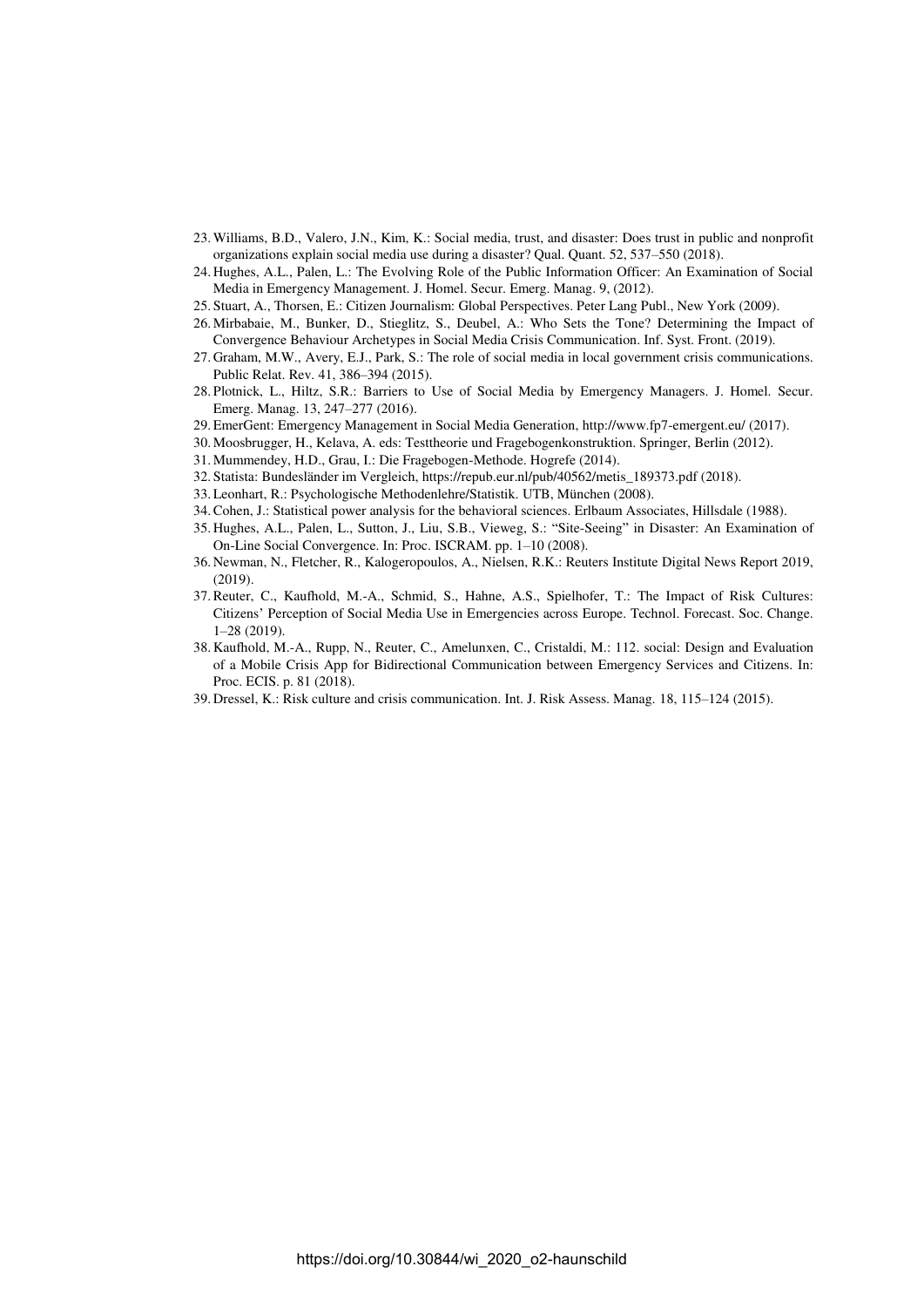23. Williams, B.D., Valero, J.N., Kim, K.: Social media, trust, and disaster: Does trust in public and nonprofit organizations explain social media use during a disaster? Qual. Quant. 52, 537–550 (2018).
24. Hughes, A.L., Palen, L.: The Evolving Role of the Public Information Officer: An Examination of Social Media in Emergency Management. J. Homel. Secur. Emerg. Manag. 9, (2012).
25. Stuart, A., Thorsen, E.: Citizen Journalism: Global Perspectives. Peter Lang Publ., New York (2009).
26. Mirbabaie, M., Bunker, D., Stieglitz, S., Deubel, A.: Who Sets the Tone? Determining the Impact of Convergence Behaviour Archetypes in Social Media Crisis Communication. Inf. Syst. Front. (2019).
27. Graham, M.W., Avery, E.J., Park, S.: The role of social media in local government crisis communications. Public Relat. Rev. 41, 386–394 (2015).
28. Plotnick, L., Hiltz, S.R.: Barriers to Use of Social Media by Emergency Managers. J. Homel. Secur. Emerg. Manag. 13, 247–277 (2016).
29. EmerGent: Emergency Management in Social Media Generation, http://www.fp7-emergent.eu/ (2017).
30. Moosbrugger, H., Kelava, A. eds: Testtheorie und Fragebogenkonstruktion. Springer, Berlin (2012).
31. Mummendey, H.D., Grau, I.: Die Fragebogen-Methode. Hogrefe (2014).
32. Statista: Bundesländer im Vergleich, https://repub.eur.nl/pub/40562/metis_189373.pdf (2018).
33. Leonhart, R.: Psychologische Methodenlehre/Statistik. UTB, München (2008).
34. Cohen, J.: Statistical power analysis for the behavioral sciences. Erlbaum Associates, Hillsdale (1988).
35. Hughes, A.L., Palen, L., Sutton, J., Liu, S.B., Vieweg, S.: "Site-Seeing" in Disaster: An Examination of On-Line Social Convergence. In: Proc. ISCRAM. pp. 1–10 (2008).
36. Newman, N., Fletcher, R., Kalogeropoulos, A., Nielsen, R.K.: Reuters Institute Digital News Report 2019, (2019).
37. Reuter, C., Kaufhold, M.-A., Schmid, S., Hahne, A.S., Spielhofer, T.: The Impact of Risk Cultures: Citizens' Perception of Social Media Use in Emergencies across Europe. Technol. Forecast. Soc. Change. 1–28 (2019).
38. Kaufhold, M.-A., Rupp, N., Reuter, C., Amelunxen, C., Cristaldi, M.: 112. social: Design and Evaluation of a Mobile Crisis App for Bidirectional Communication between Emergency Services and Citizens. In: Proc. ECIS. p. 81 (2018).
39. Dressel, K.: Risk culture and crisis communication. Int. J. Risk Assess. Manag. 18, 115–124 (2015).

https://doi.org/10.30844/wi_2020_o2-haunschild